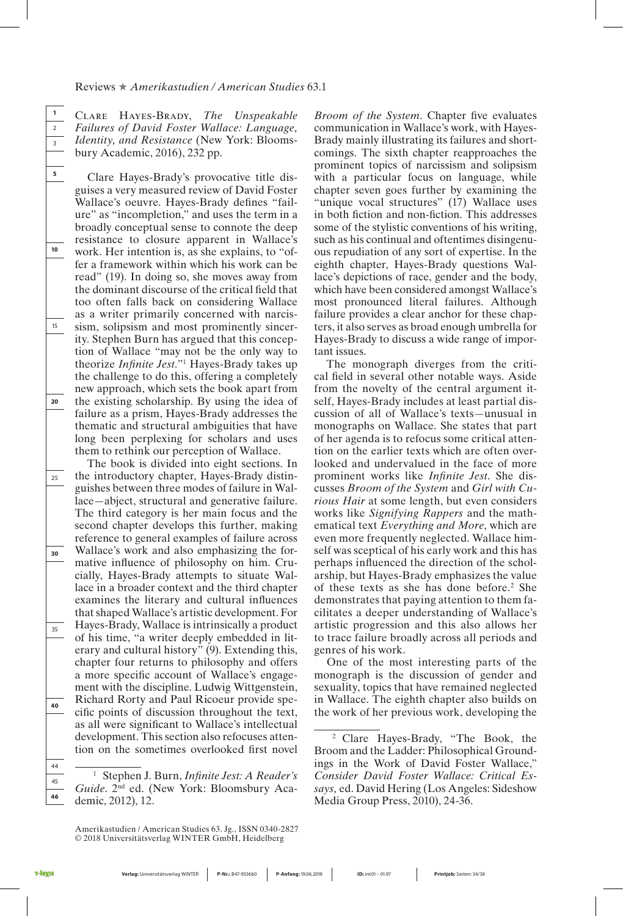Clare Hayes-Brady, *The Unspeakable Failures of David Foster Wallace: Language, Identity, and Resistance* (New York: Bloomsbury Academic, 2016), 232 pp.

Clare Hayes-Brady's provocative title disguises a very measured review of David Foster Wallace's oeuvre. Hayes-Brady defines "failure" as "incompletion," and uses the term in a broadly conceptual sense to connote the deep resistance to closure apparent in Wallace's work. Her intention is, as she explains, to "offer a framework within which his work can be read" (19). In doing so, she moves away from the dominant discourse of the critical field that too often falls back on considering Wallace as a writer primarily concerned with narcissism, solipsism and most prominently sincerity. Stephen Burn has argued that this conception of Wallace "may not be the only way to theorize *Infinite Jest*."[1] Hayes-Brady takes up the challenge to do this, offering a completely new approach, which sets the book apart from the existing scholarship. By using the idea of failure as a prism, Hayes-Brady addresses the thematic and structural ambiguities that have long been perplexing for scholars and uses them to rethink our perception of Wallace.

The book is divided into eight sections. In the introductory chapter, Hayes-Brady distinguishes between three modes of failure in Wallace—abject, structural and generative failure. The third category is her main focus and the second chapter develops this further, making reference to general examples of failure across Wallace's work and also emphasizing the formative influence of philosophy on him. Crucially, Hayes-Brady attempts to situate Wallace in a broader context and the third chapter examines the literary and cultural influences that shaped Wallace's artistic development. For Hayes-Brady, Wallace is intrinsically a product of his time, "a writer deeply embedded in literary and cultural history" (9). Extending this, chapter four returns to philosophy and offers a more specific account of Wallace's engagement with the discipline. Ludwig Wittgenstein, Richard Rorty and Paul Ricoeur provide specific points of discussion throughout the text, as all were significant to Wallace's intellectual development. This section also refocuses attention on the sometimes overlooked first novel *Broom of the System*. Chapter five evaluates communication in Wallace's work, with Hayes-Brady mainly illustrating its failures and shortcomings. The sixth chapter reapproaches the prominent topics of narcissism and solipsism with a particular focus on language, while chapter seven goes further by examining the "unique vocal structures" (17) Wallace uses in both fiction and non-fiction. This addresses some of the stylistic conventions of his writing, such as his continual and oftentimes disingenuous repudiation of any sort of expertise. In the eighth chapter, Hayes-Brady questions Wallace's depictions of race, gender and the body, which have been considered amongst Wallace's most pronounced literal failures. Although failure provides a clear anchor for these chapters, it also serves as broad enough umbrella for Hayes-Brady to discuss a wide range of important issues.

The monograph diverges from the critical field in several other notable ways. Aside from the novelty of the central argument itself, Hayes-Brady includes at least partial discussion of all of Wallace's texts—unusual in monographs on Wallace. She states that part of her agenda is to refocus some critical attention on the earlier texts which are often overlooked and undervalued in the face of more prominent works like *Infinite Jest*. She discusses *Broom of the System* and *Girl with Curious Hair* at some length, but even considers works like *Signifying Rappers* and the mathematical text *Everything and More*, which are even more frequently neglected. Wallace himself was sceptical of his early work and this has perhaps influenced the direction of the scholarship, but Hayes-Brady emphasizes the value of these texts as she has done before.[2] She demonstrates that paying attention to them facilitates a deeper understanding of Wallace's artistic progression and this also allows her to trace failure broadly across all periods and genres of his work.

One of the most interesting parts of the monograph is the discussion of gender and sexuality, topics that have remained neglected in Wallace. The eighth chapter also builds on the work of her previous work, developing the

---

[1] Stephen J. Burn, *Infinite Jest: A Reader's Guide*. 2nd ed. (New York: Bloomsbury Academic, 2012), 12.

[2] Clare Hayes-Brady, "The Book, the Broom and the Ladder: Philosophical Groundings in the Work of David Foster Wallace," *Consider David Foster Wallace: Critical Essays,* ed. David Hering (Los Angeles: Sideshow Media Group Press, 2010), 24-36.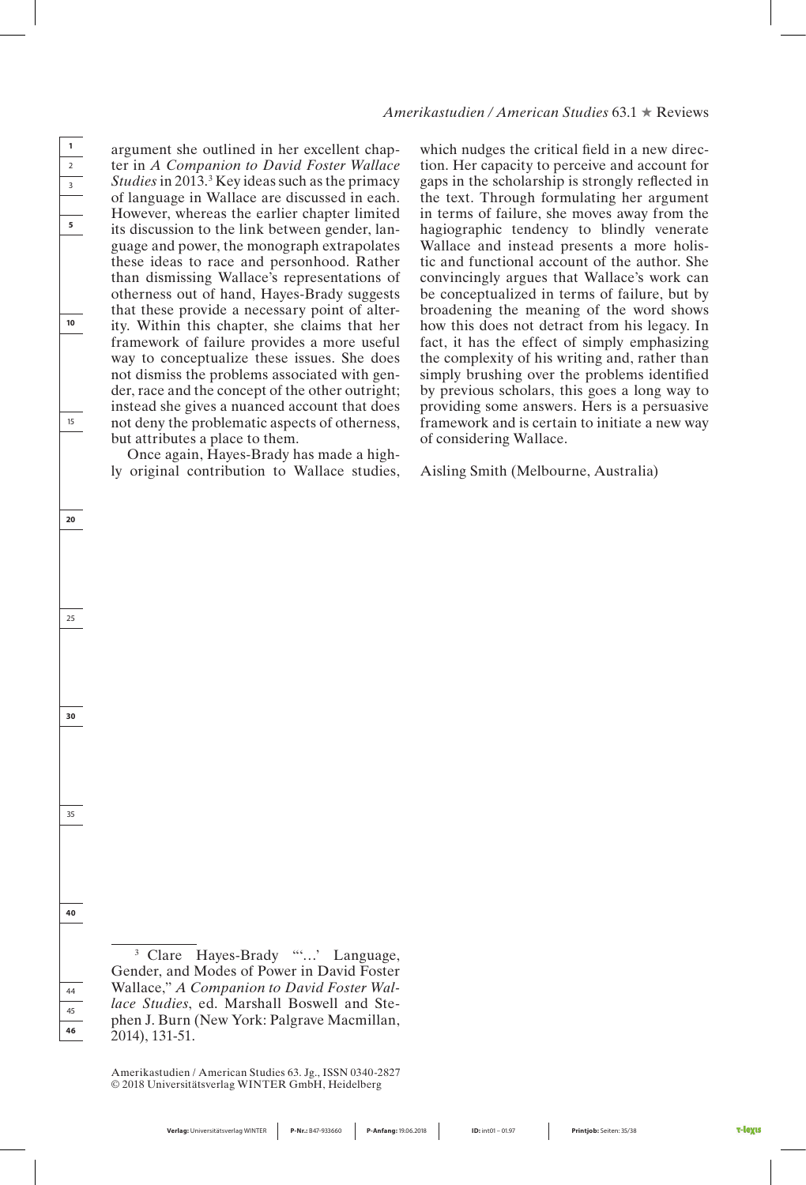argument she outlined in her excellent chapter in *A Companion to David Foster Wallace Studies* in 2013.[3] Key ideas such as the primacy of language in Wallace are discussed in each. However, whereas the earlier chapter limited its discussion to the link between gender, language and power, the monograph extrapolates these ideas to race and personhood. Rather than dismissing Wallace's representations of otherness out of hand, Hayes-Brady suggests that these provide a necessary point of alterity. Within this chapter, she claims that her framework of failure provides a more useful way to conceptualize these issues. She does not dismiss the problems associated with gender, race and the concept of the other outright; instead she gives a nuanced account that does not deny the problematic aspects of otherness, but attributes a place to them.

Once again, Hayes-Brady has made a highly original contribution to Wallace studies, which nudges the critical field in a new direction. Her capacity to perceive and account for gaps in the scholarship is strongly reflected in the text. Through formulating her argument in terms of failure, she moves away from the hagiographic tendency to blindly venerate Wallace and instead presents a more holistic and functional account of the author. She convincingly argues that Wallace's work can be conceptualized in terms of failure, but by broadening the meaning of the word shows how this does not detract from his legacy. In fact, it has the effect of simply emphasizing the complexity of his writing and, rather than simply brushing over the problems identified by previous scholars, this goes a long way to providing some answers. Hers is a persuasive framework and is certain to initiate a new way of considering Wallace.

Aisling Smith (Melbourne, Australia)

---

[3] Clare Hayes-Brady "'...' Language, Gender, and Modes of Power in David Foster Wallace," *A Companion to David Foster Wallace Studies*, ed. Marshall Boswell and Stephen J. Burn (New York: Palgrave Macmillan, 2014), 131-51.